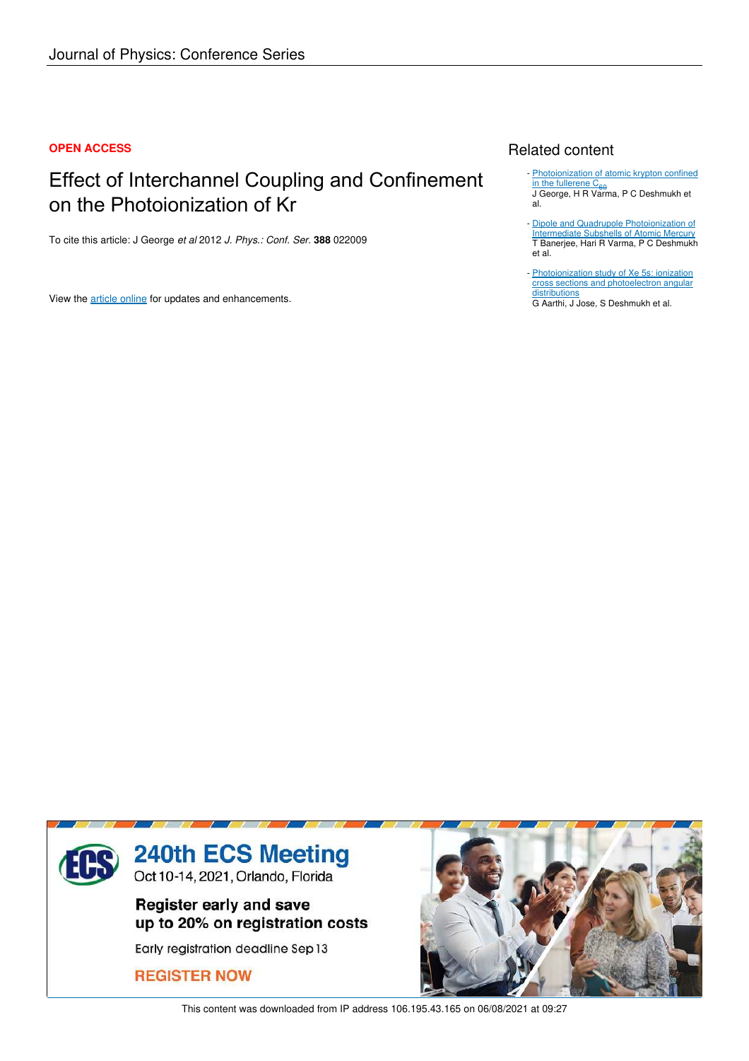OPEN ACCESS

# Effect of Interchannel Coupling and Confinement on the Photoionization of Kr

To cite this article: J George *et al* 2012 *J. Phys.: Conf. Ser.* **388** 022009

View the article online for updates and enhancements.

## Related content

- Photoionization of atomic krypton confined in the fullerene $C_{60}$
J George, H R Varma, P C Deshmukh et al.

- Dipole and Quadrupole Photoionization of Intermediate Subshells of Atomic Mercury
T Banerjee, Hari R Varma, P C Deshmukh et al.

- Photoionization study of Xe 5s: ionization cross sections and photoelectron angular distributions
G Aarthi, J Jose, S Deshmukh et al.

This content was downloaded from IP address 106.195.43.165 on 06/08/2021 at 09:27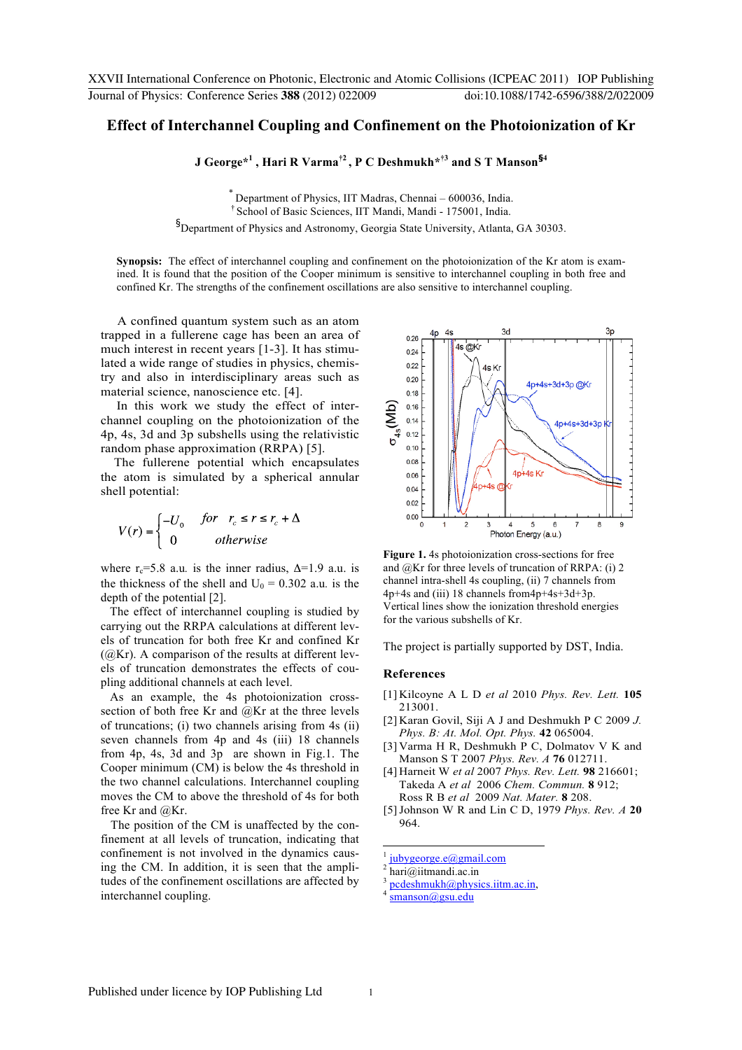# Effect of Interchannel Coupling and Confinement on the Photoionization of Kr

**J George*[1], Hari R Varma[†2], P C Deshmukh*[†3] and S T Manson[§4]**

[*] Department of Physics, IIT Madras, Chennai – 600036, India.
[†] School of Basic Sciences, IIT Mandi, Mandi - 175001, India.
[§] Department of Physics and Astronomy, Georgia State University, Atlanta, GA 30303.

**Synopsis:** The effect of interchannel coupling and confinement on the photoionization of the Kr atom is examined. It is found that the position of the Cooper minimum is sensitive to interchannel coupling in both free and confined Kr. The strengths of the confinement oscillations are also sensitive to interchannel coupling.

A confined quantum system such as an atom trapped in a fullerene cage has been an area of much interest in recent years [1-3]. It has stimulated a wide range of studies in physics, chemistry and also in interdisciplinary areas such as material science, nanoscience etc. [4].

In this work we study the effect of interchannel coupling on the photoionization of the 4p, 4s, 3d and 3p subshells using the relativistic random phase approximation (RRPA) [5].

The fullerene potential which encapsulates the atom is simulated by a spherical annular shell potential:

$$V(r) = \begin{cases} -U_0 & \text{for} \quad r_c \le r \le r_c + \Delta \\ 0 & \text{otherwise} \end{cases}$$

where $r_c$=5.8 a.u. is the inner radius, Δ=1.9 a.u. is the thickness of the shell and $U_0$ = 0.302 a.u. is the depth of the potential [2].

The effect of interchannel coupling is studied by carrying out the RRPA calculations at different levels of truncation for both free Kr and confined Kr (@Kr). A comparison of the results at different levels of truncation demonstrates the effects of coupling additional channels at each level.

As an example, the 4s photoionization cross-section of both free Kr and @Kr at the three levels of truncations; (i) two channels arising from 4s (ii) seven channels from 4p and 4s (iii) 18 channels from 4p, 4s, 3d and 3p are shown in Fig.1. The Cooper minimum (CM) is below the 4s threshold in the two channel calculations. Interchannel coupling moves the CM to above the threshold of 4s for both free Kr and @Kr.

The position of the CM is unaffected by the confinement at all levels of truncation, indicating that confinement is not involved in the dynamics causing the CM. In addition, it is seen that the amplitudes of the confinement oscillations are affected by interchannel coupling.

4p 4s 3d 3p
4s @Kr
4s Kr
4p+4s+3d+3p @Kr
4p+4s+3d+3p Kr
4p+4s Kr
4p+4s @Kr
$\sigma_{4s}$ (Mb)
0.26 0.24 0.22 0.20 0.18 0.16 0.14 0.12 0.10 0.08 0.06 0.04 0.02 0.00
0 1 2 3 4 5 6 7 8 9
Photon Energy (a.u.)

**Figure 1.** 4s photoionization cross-sections for free and @Kr for three levels of truncation of RRPA: (i) 2 channel intra-shell 4s coupling, (ii) 7 channels from 4p+4s and (iii) 18 channels from4p+4s+3d+3p. Vertical lines show the ionization threshold energies for the various subshells of Kr.

The project is partially supported by DST, India.

## References

[1] Kilcoyne A L D *et al* 2010 *Phys. Rev. Lett.* **105** 213001.
[2] Karan Govil, Siji A J and Deshmukh P C 2009 *J. Phys. B: At. Mol. Opt. Phys.* **42** 065004.
[3] Varma H R, Deshmukh P C, Dolmatov V K and Manson S T 2007 *Phys. Rev. A* **76** 012711.
[4] Harneit W *et al* 2007 *Phys. Rev. Lett.* **98** 216601; Takeda A *et al* 2006 *Chem. Commun.* **8** 912; Ross R B *et al* 2009 *Nat. Mater.* **8** 208.
[5] Johnson W R and Lin C D, 1979 *Phys. Rev. A* **20** 964.

---

[1] jubygeorge.e@gmail.com
[2] hari@iitmandi.ac.in
[3] pcdeshmukh@physics.iitm.ac.in,
[4] smanson@gsu.edu